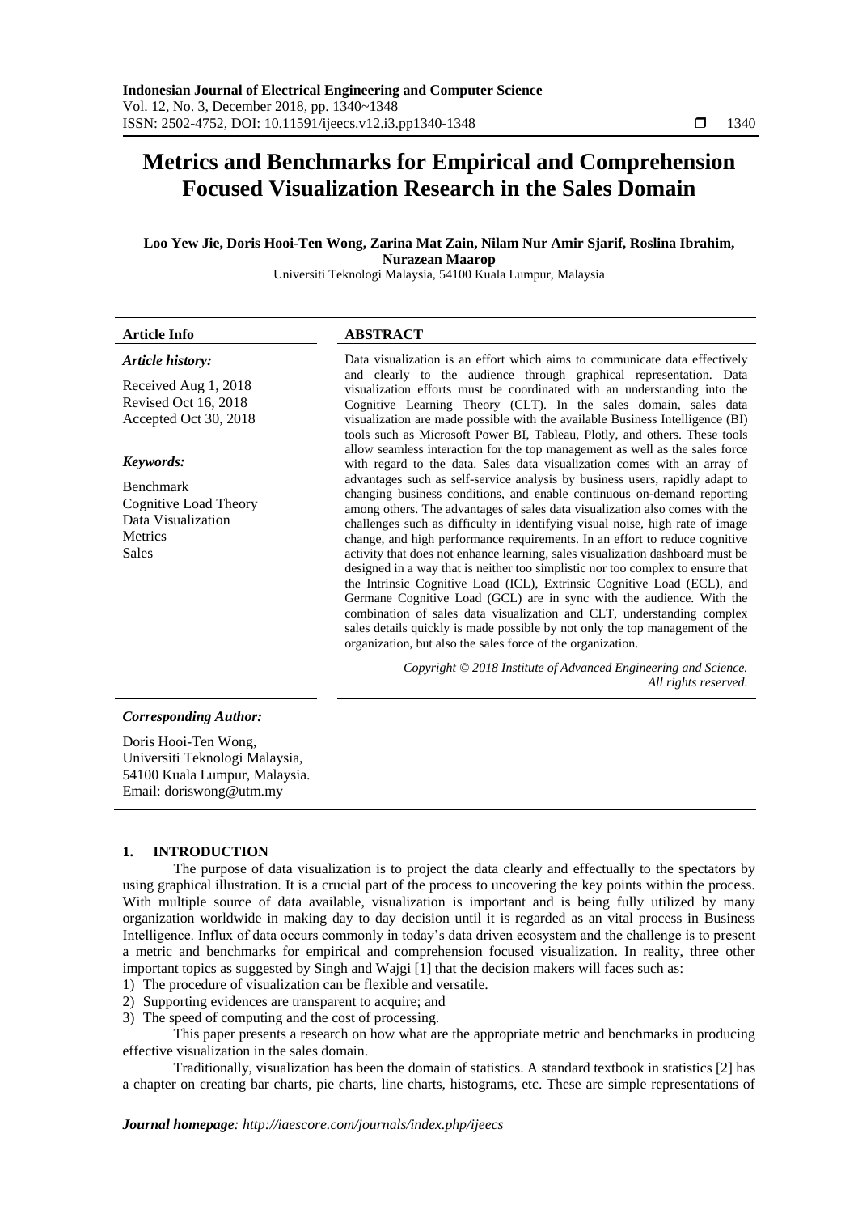# Metrics and Benchmarks for Empirical and Comprehension Focused Visualization Research in the Sales Domain

**Loo Yew Jie, Doris Hooi-Ten Wong, Zarina Mat Zain, Nilam Nur Amir Sjarif, Roslina Ibrahim, Nurazean Maarop**

Universiti Teknologi Malaysia, 54100 Kuala Lumpur, Malaysia

| Article Info | ABSTRACT |
|---|---|
| ***Article history:*** Received Aug 1, 2018 Revised Oct 16, 2018 Accepted Oct 30, 2018 ***Keywords:*** Benchmark, Cognitive Load Theory, Data Visualization, Metrics, Sales | Data visualization is an effort which aims to communicate data effectively and clearly to the audience through graphical representation. Data visualization efforts must be coordinated with an understanding into the Cognitive Learning Theory (CLT). In the sales domain, sales data visualization are made possible with the available Business Intelligence (BI) tools such as Microsoft Power BI, Tableau, Plotly, and others. These tools allow seamless interaction for the top management as well as the sales force with regard to the data. Sales data visualization comes with an array of advantages such as self-service analysis by business users, rapidly adapt to changing business conditions, and enable continuous on-demand reporting among others. The advantages of sales data visualization also comes with the challenges such as difficulty in identifying visual noise, high rate of image change, and high performance requirements. In an effort to reduce cognitive activity that does not enhance learning, sales visualization dashboard must be designed in a way that is neither too simplistic nor too complex to ensure that the Intrinsic Cognitive Load (ICL), Extrinsic Cognitive Load (ECL), and Germane Cognitive Load (GCL) are in sync with the audience. With the combination of sales data visualization and CLT, understanding complex sales details quickly is made possible by not only the top management of the organization, but also the sales force of the organization. *Copyright © 2018 Institute of Advanced Engineering and Science. All rights reserved.* |

***Corresponding Author:***

Doris Hooi-Ten Wong,
Universiti Teknologi Malaysia,
54100 Kuala Lumpur, Malaysia.
Email: doriswong@utm.my

## 1. INTRODUCTION

The purpose of data visualization is to project the data clearly and effectually to the spectators by using graphical illustration. It is a crucial part of the process to uncovering the key points within the process. With multiple source of data available, visualization is important and is being fully utilized by many organization worldwide in making day to day decision until it is regarded as an vital process in Business Intelligence. Influx of data occurs commonly in today's data driven ecosystem and the challenge is to present a metric and benchmarks for empirical and comprehension focused visualization. In reality, three other important topics as suggested by Singh and Wajgi [1] that the decision makers will faces such as:

1) The procedure of visualization can be flexible and versatile.
2) Supporting evidences are transparent to acquire; and
3) The speed of computing and the cost of processing.

This paper presents a research on how what are the appropriate metric and benchmarks in producing effective visualization in the sales domain.

Traditionally, visualization has been the domain of statistics. A standard textbook in statistics [2] has a chapter on creating bar charts, pie charts, line charts, histograms, etc. These are simple representations of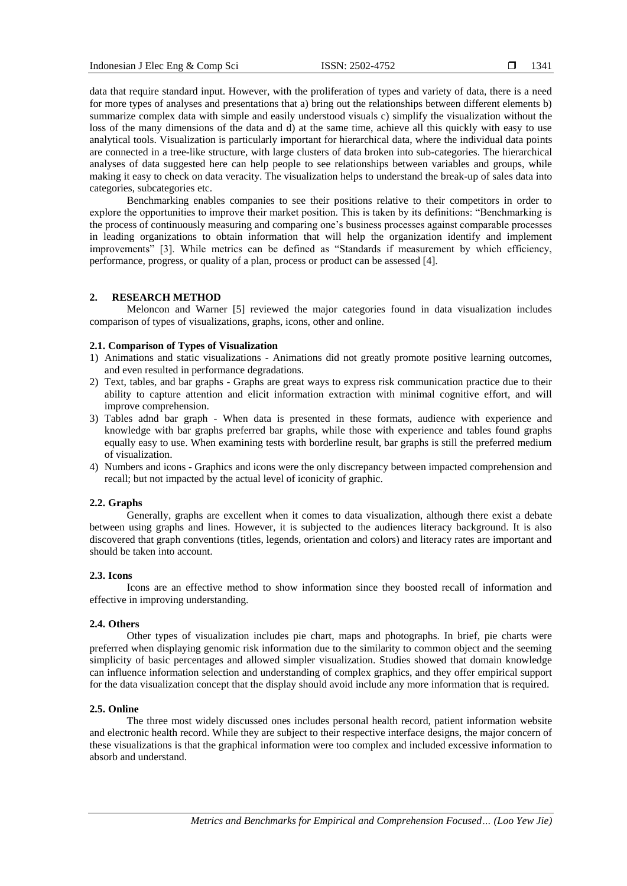data that require standard input. However, with the proliferation of types and variety of data, there is a need for more types of analyses and presentations that a) bring out the relationships between different elements b) summarize complex data with simple and easily understood visuals c) simplify the visualization without the loss of the many dimensions of the data and d) at the same time, achieve all this quickly with easy to use analytical tools. Visualization is particularly important for hierarchical data, where the individual data points are connected in a tree-like structure, with large clusters of data broken into sub-categories. The hierarchical analyses of data suggested here can help people to see relationships between variables and groups, while making it easy to check on data veracity. The visualization helps to understand the break-up of sales data into categories, subcategories etc.

Benchmarking enables companies to see their positions relative to their competitors in order to explore the opportunities to improve their market position. This is taken by its definitions: "Benchmarking is the process of continuously measuring and comparing one's business processes against comparable processes in leading organizations to obtain information that will help the organization identify and implement improvements" [3]. While metrics can be defined as "Standards if measurement by which efficiency, performance, progress, or quality of a plan, process or product can be assessed [4].

## 2. RESEARCH METHOD

Meloncon and Warner [5] reviewed the major categories found in data visualization includes comparison of types of visualizations, graphs, icons, other and online.

### 2.1. Comparison of Types of Visualization

1) Animations and static visualizations - Animations did not greatly promote positive learning outcomes, and even resulted in performance degradations.
2) Text, tables, and bar graphs - Graphs are great ways to express risk communication practice due to their ability to capture attention and elicit information extraction with minimal cognitive effort, and will improve comprehension.
3) Tables adnd bar graph - When data is presented in these formats, audience with experience and knowledge with bar graphs preferred bar graphs, while those with experience and tables found graphs equally easy to use. When examining tests with borderline result, bar graphs is still the preferred medium of visualization.
4) Numbers and icons - Graphics and icons were the only discrepancy between impacted comprehension and recall; but not impacted by the actual level of iconicity of graphic.

### 2.2. Graphs

Generally, graphs are excellent when it comes to data visualization, although there exist a debate between using graphs and lines. However, it is subjected to the audiences literacy background. It is also discovered that graph conventions (titles, legends, orientation and colors) and literacy rates are important and should be taken into account.

### 2.3. Icons

Icons are an effective method to show information since they boosted recall of information and effective in improving understanding.

### 2.4. Others

Other types of visualization includes pie chart, maps and photographs. In brief, pie charts were preferred when displaying genomic risk information due to the similarity to common object and the seeming simplicity of basic percentages and allowed simpler visualization. Studies showed that domain knowledge can influence information selection and understanding of complex graphics, and they offer empirical support for the data visualization concept that the display should avoid include any more information that is required.

### 2.5. Online

The three most widely discussed ones includes personal health record, patient information website and electronic health record. While they are subject to their respective interface designs, the major concern of these visualizations is that the graphical information were too complex and included excessive information to absorb and understand.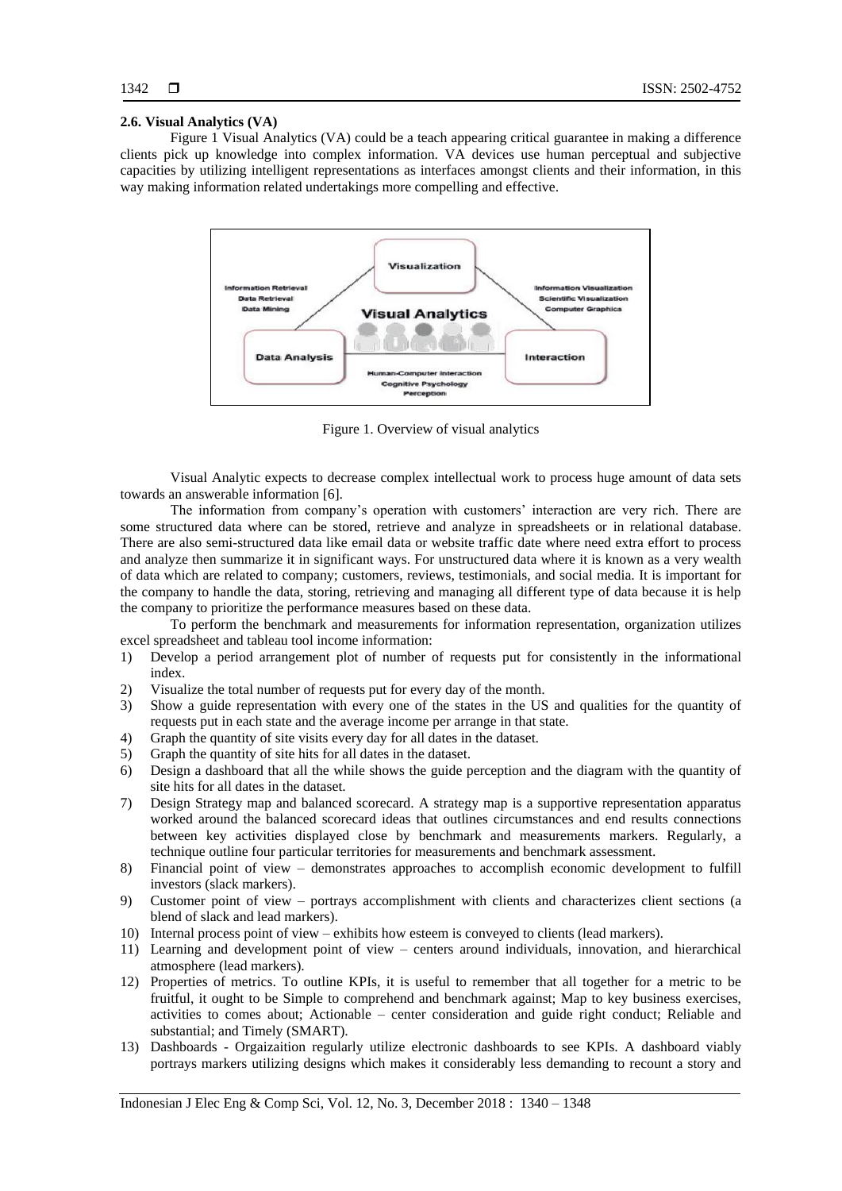### 2.6. Visual Analytics (VA)

Figure 1 Visual Analytics (VA) could be a teach appearing critical guarantee in making a difference clients pick up knowledge into complex information. VA devices use human perceptual and subjective capacities by utilizing intelligent representations as interfaces amongst clients and their information, in this way making information related undertakings more compelling and effective.

Figure 1. Overview of visual analytics

Visual Analytic expects to decrease complex intellectual work to process huge amount of data sets towards an answerable information [6].

The information from company's operation with customers' interaction are very rich. There are some structured data where can be stored, retrieve and analyze in spreadsheets or in relational database. There are also semi-structured data like email data or website traffic date where need extra effort to process and analyze then summarize it in significant ways. For unstructured data where it is known as a very wealth of data which are related to company; customers, reviews, testimonials, and social media. It is important for the company to handle the data, storing, retrieving and managing all different type of data because it is help the company to prioritize the performance measures based on these data.

To perform the benchmark and measurements for information representation, organization utilizes excel spreadsheet and tableau tool income information:

1) Develop a period arrangement plot of number of requests put for consistently in the informational index.
2) Visualize the total number of requests put for every day of the month.
3) Show a guide representation with every one of the states in the US and qualities for the quantity of requests put in each state and the average income per arrange in that state.
4) Graph the quantity of site visits every day for all dates in the dataset.
5) Graph the quantity of site hits for all dates in the dataset.
6) Design a dashboard that all the while shows the guide perception and the diagram with the quantity of site hits for all dates in the dataset.
7) Design Strategy map and balanced scorecard. A strategy map is a supportive representation apparatus worked around the balanced scorecard ideas that outlines circumstances and end results connections between key activities displayed close by benchmark and measurements markers. Regularly, a technique outline four particular territories for measurements and benchmark assessment.
8) Financial point of view – demonstrates approaches to accomplish economic development to fulfill investors (slack markers).
9) Customer point of view – portrays accomplishment with clients and characterizes client sections (a blend of slack and lead markers).
10) Internal process point of view – exhibits how esteem is conveyed to clients (lead markers).
11) Learning and development point of view – centers around individuals, innovation, and hierarchical atmosphere (lead markers).
12) Properties of metrics. To outline KPIs, it is useful to remember that all together for a metric to be fruitful, it ought to be Simple to comprehend and benchmark against; Map to key business exercises, activities to comes about; Actionable – center consideration and guide right conduct; Reliable and substantial; and Timely (SMART).
13) Dashboards - Orgaizaition regularly utilize electronic dashboards to see KPIs. A dashboard viably portrays markers utilizing designs which makes it considerably less demanding to recount a story and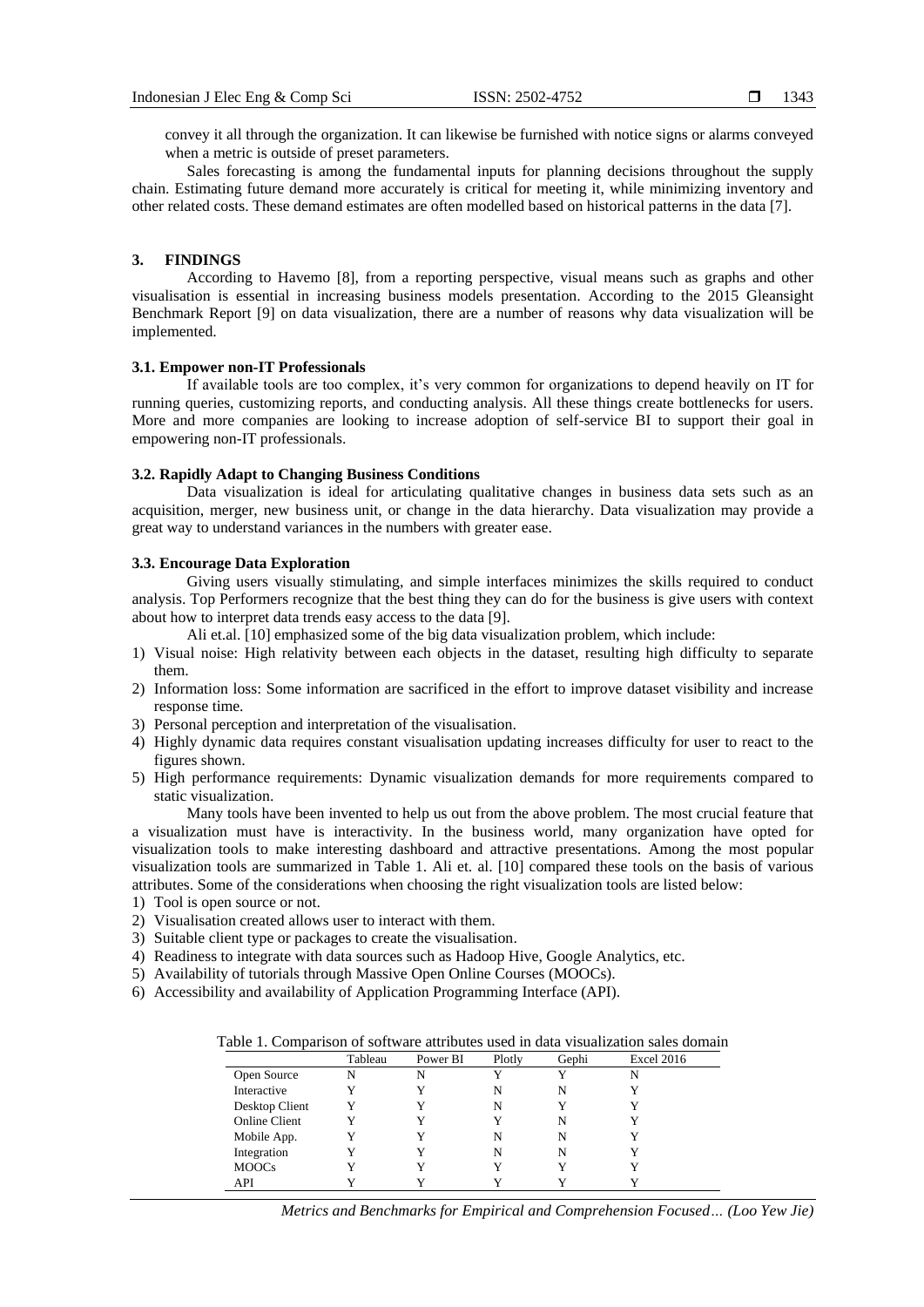convey it all through the organization. It can likewise be furnished with notice signs or alarms conveyed when a metric is outside of preset parameters.

Sales forecasting is among the fundamental inputs for planning decisions throughout the supply chain. Estimating future demand more accurately is critical for meeting it, while minimizing inventory and other related costs. These demand estimates are often modelled based on historical patterns in the data [7].

## 3. FINDINGS

According to Havemo [8], from a reporting perspective, visual means such as graphs and other visualisation is essential in increasing business models presentation. According to the 2015 Gleansight Benchmark Report [9] on data visualization, there are a number of reasons why data visualization will be implemented.

### 3.1. Empower non-IT Professionals

If available tools are too complex, it's very common for organizations to depend heavily on IT for running queries, customizing reports, and conducting analysis. All these things create bottlenecks for users. More and more companies are looking to increase adoption of self-service BI to support their goal in empowering non-IT professionals.

### 3.2. Rapidly Adapt to Changing Business Conditions

Data visualization is ideal for articulating qualitative changes in business data sets such as an acquisition, merger, new business unit, or change in the data hierarchy. Data visualization may provide a great way to understand variances in the numbers with greater ease.

### 3.3. Encourage Data Exploration

Giving users visually stimulating, and simple interfaces minimizes the skills required to conduct analysis. Top Performers recognize that the best thing they can do for the business is give users with context about how to interpret data trends easy access to the data [9].

Ali et.al. [10] emphasized some of the big data visualization problem, which include:

1) Visual noise: High relativity between each objects in the dataset, resulting high difficulty to separate them.
2) Information loss: Some information are sacrificed in the effort to improve dataset visibility and increase response time.
3) Personal perception and interpretation of the visualisation.
4) Highly dynamic data requires constant visualisation updating increases difficulty for user to react to the figures shown.
5) High performance requirements: Dynamic visualization demands for more requirements compared to static visualization.

Many tools have been invented to help us out from the above problem. The most crucial feature that a visualization must have is interactivity. In the business world, many organization have opted for visualization tools to make interesting dashboard and attractive presentations. Among the most popular visualization tools are summarized in Table 1. Ali et. al. [10] compared these tools on the basis of various attributes. Some of the considerations when choosing the right visualization tools are listed below:

1) Tool is open source or not.
2) Visualisation created allows user to interact with them.
3) Suitable client type or packages to create the visualisation.
4) Readiness to integrate with data sources such as Hadoop Hive, Google Analytics, etc.
5) Availability of tutorials through Massive Open Online Courses (MOOCs).
6) Accessibility and availability of Application Programming Interface (API).

Table 1. Comparison of software attributes used in data visualization sales domain

| | Tableau | Power BI | Plotly | Gephi | Excel 2016 |
|---|---|---|---|---|---|
| Open Source | N | N | Y | Y | N |
| Interactive | Y | Y | N | N | Y |
| Desktop Client | Y | Y | N | Y | Y |
| Online Client | Y | Y | Y | N | Y |
| Mobile App. | Y | Y | N | N | Y |
| Integration | Y | Y | N | N | Y |
| MOOCs | Y | Y | Y | Y | Y |
| API | Y | Y | Y | Y | Y |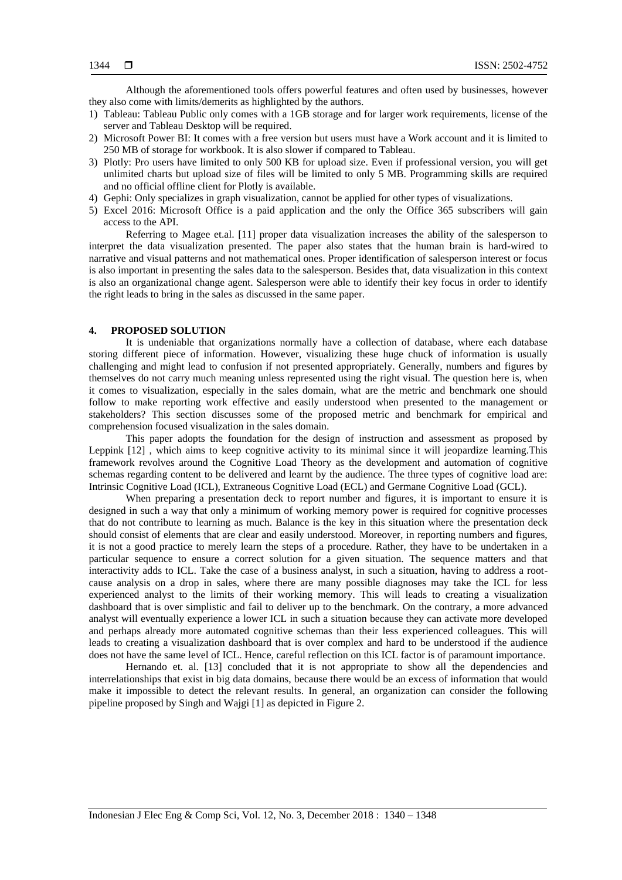Although the aforementioned tools offers powerful features and often used by businesses, however they also come with limits/demerits as highlighted by the authors.

1) Tableau: Tableau Public only comes with a 1GB storage and for larger work requirements, license of the server and Tableau Desktop will be required.
2) Microsoft Power BI: It comes with a free version but users must have a Work account and it is limited to 250 MB of storage for workbook. It is also slower if compared to Tableau.
3) Plotly: Pro users have limited to only 500 KB for upload size. Even if professional version, you will get unlimited charts but upload size of files will be limited to only 5 MB. Programming skills are required and no official offline client for Plotly is available.
4) Gephi: Only specializes in graph visualization, cannot be applied for other types of visualizations.
5) Excel 2016: Microsoft Office is a paid application and the only the Office 365 subscribers will gain access to the API.

Referring to Magee et.al. [11] proper data visualization increases the ability of the salesperson to interpret the data visualization presented. The paper also states that the human brain is hard-wired to narrative and visual patterns and not mathematical ones. Proper identification of salesperson interest or focus is also important in presenting the sales data to the salesperson. Besides that, data visualization in this context is also an organizational change agent. Salesperson were able to identify their key focus in order to identify the right leads to bring in the sales as discussed in the same paper.

## 4. PROPOSED SOLUTION

It is undeniable that organizations normally have a collection of database, where each database storing different piece of information. However, visualizing these huge chuck of information is usually challenging and might lead to confusion if not presented appropriately. Generally, numbers and figures by themselves do not carry much meaning unless represented using the right visual. The question here is, when it comes to visualization, especially in the sales domain, what are the metric and benchmark one should follow to make reporting work effective and easily understood when presented to the management or stakeholders? This section discusses some of the proposed metric and benchmark for empirical and comprehension focused visualization in the sales domain.

This paper adopts the foundation for the design of instruction and assessment as proposed by Leppink [12] , which aims to keep cognitive activity to its minimal since it will jeopardize learning.This framework revolves around the Cognitive Load Theory as the development and automation of cognitive schemas regarding content to be delivered and learnt by the audience. The three types of cognitive load are: Intrinsic Cognitive Load (ICL), Extraneous Cognitive Load (ECL) and Germane Cognitive Load (GCL).

When preparing a presentation deck to report number and figures, it is important to ensure it is designed in such a way that only a minimum of working memory power is required for cognitive processes that do not contribute to learning as much. Balance is the key in this situation where the presentation deck should consist of elements that are clear and easily understood. Moreover, in reporting numbers and figures, it is not a good practice to merely learn the steps of a procedure. Rather, they have to be undertaken in a particular sequence to ensure a correct solution for a given situation. The sequence matters and that interactivity adds to ICL. Take the case of a business analyst, in such a situation, having to address a root-cause analysis on a drop in sales, where there are many possible diagnoses may take the ICL for less experienced analyst to the limits of their working memory. This will leads to creating a visualization dashboard that is over simplistic and fail to deliver up to the benchmark. On the contrary, a more advanced analyst will eventually experience a lower ICL in such a situation because they can activate more developed and perhaps already more automated cognitive schemas than their less experienced colleagues. This will leads to creating a visualization dashboard that is over complex and hard to be understood if the audience does not have the same level of ICL. Hence, careful reflection on this ICL factor is of paramount importance.

Hernando et. al. [13] concluded that it is not appropriate to show all the dependencies and interrelationships that exist in big data domains, because there would be an excess of information that would make it impossible to detect the relevant results. In general, an organization can consider the following pipeline proposed by Singh and Wajgi [1] as depicted in Figure 2.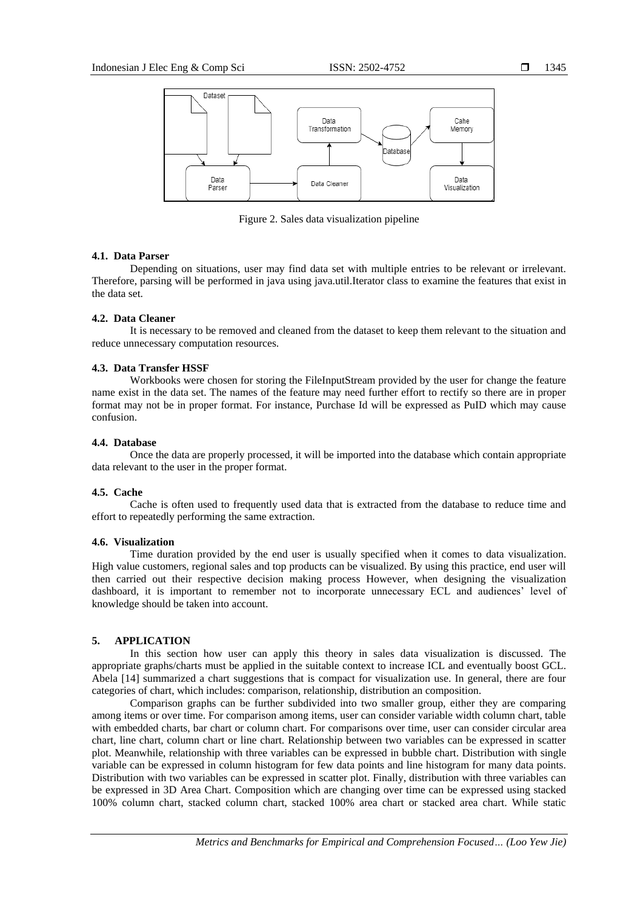Figure 2. Sales data visualization pipeline

### 4.1. Data Parser

Depending on situations, user may find data set with multiple entries to be relevant or irrelevant. Therefore, parsing will be performed in java using java.util.Iterator class to examine the features that exist in the data set.

### 4.2. Data Cleaner

It is necessary to be removed and cleaned from the dataset to keep them relevant to the situation and reduce unnecessary computation resources.

### 4.3. Data Transfer HSSF

Workbooks were chosen for storing the FileInputStream provided by the user for change the feature name exist in the data set. The names of the feature may need further effort to rectify so there are in proper format may not be in proper format. For instance, Purchase Id will be expressed as PuID which may cause confusion.

### 4.4. Database

Once the data are properly processed, it will be imported into the database which contain appropriate data relevant to the user in the proper format.

### 4.5. Cache

Cache is often used to frequently used data that is extracted from the database to reduce time and effort to repeatedly performing the same extraction.

### 4.6. Visualization

Time duration provided by the end user is usually specified when it comes to data visualization. High value customers, regional sales and top products can be visualized. By using this practice, end user will then carried out their respective decision making process However, when designing the visualization dashboard, it is important to remember not to incorporate unnecessary ECL and audiences' level of knowledge should be taken into account.

## 5. APPLICATION

In this section how user can apply this theory in sales data visualization is discussed. The appropriate graphs/charts must be applied in the suitable context to increase ICL and eventually boost GCL. Abela [14] summarized a chart suggestions that is compact for visualization use. In general, there are four categories of chart, which includes: comparison, relationship, distribution an composition.

Comparison graphs can be further subdivided into two smaller group, either they are comparing among items or over time. For comparison among items, user can consider variable width column chart, table with embedded charts, bar chart or column chart. For comparisons over time, user can consider circular area chart, line chart, column chart or line chart. Relationship between two variables can be expressed in scatter plot. Meanwhile, relationship with three variables can be expressed in bubble chart. Distribution with single variable can be expressed in column histogram for few data points and line histogram for many data points. Distribution with two variables can be expressed in scatter plot. Finally, distribution with three variables can be expressed in 3D Area Chart. Composition which are changing over time can be expressed using stacked 100% column chart, stacked column chart, stacked 100% area chart or stacked area chart. While static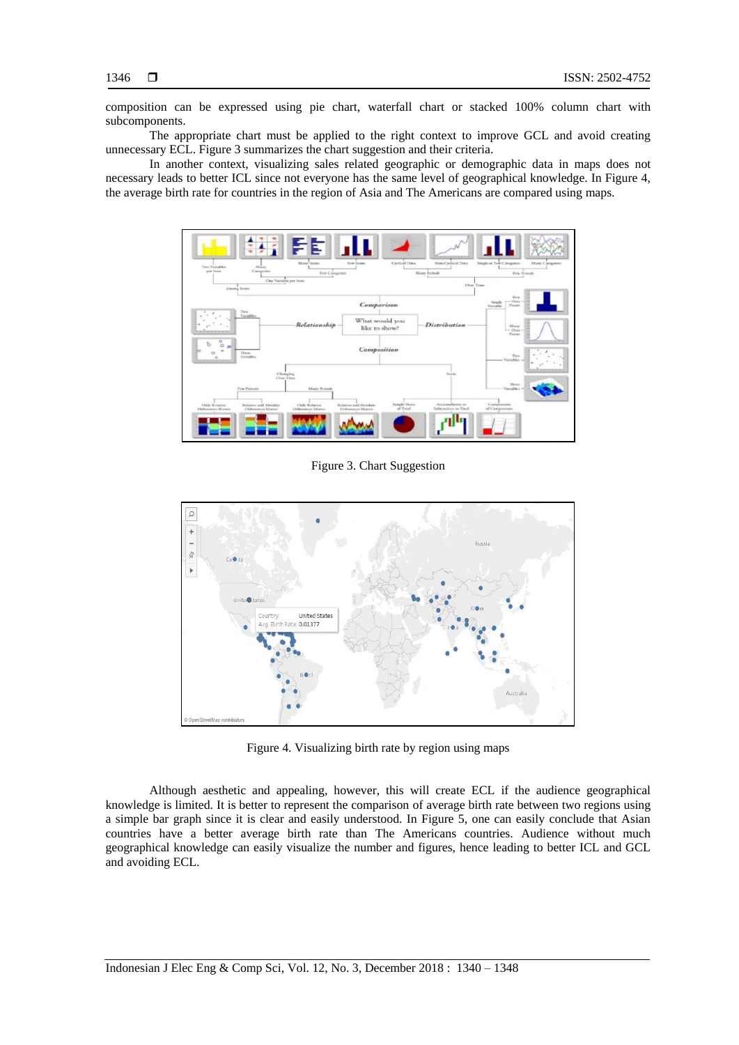composition can be expressed using pie chart, waterfall chart or stacked 100% column chart with subcomponents.

The appropriate chart must be applied to the right context to improve GCL and avoid creating unnecessary ECL. Figure 3 summarizes the chart suggestion and their criteria.

In another context, visualizing sales related geographic or demographic data in maps does not necessary leads to better ICL since not everyone has the same level of geographical knowledge. In Figure 4, the average birth rate for countries in the region of Asia and The Americans are compared using maps.

Figure 3. Chart Suggestion

Figure 4. Visualizing birth rate by region using maps

Although aesthetic and appealing, however, this will create ECL if the audience geographical knowledge is limited. It is better to represent the comparison of average birth rate between two regions using a simple bar graph since it is clear and easily understood. In Figure 5, one can easily conclude that Asian countries have a better average birth rate than The Americans countries. Audience without much geographical knowledge can easily visualize the number and figures, hence leading to better ICL and GCL and avoiding ECL.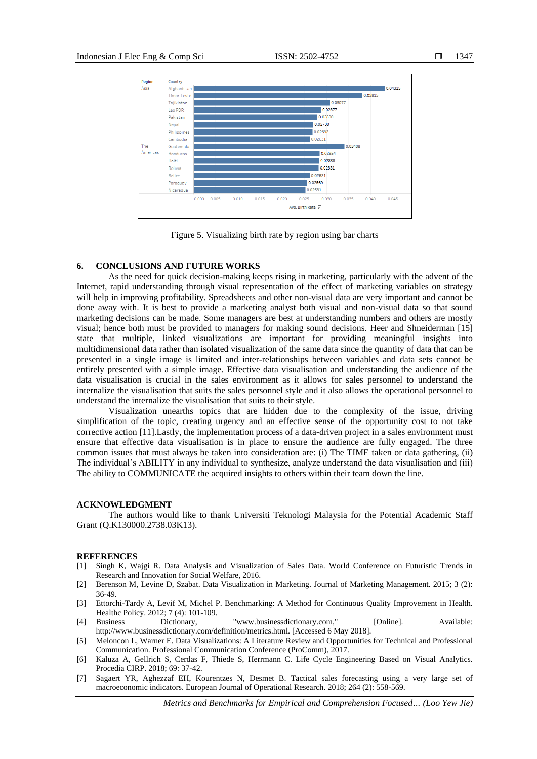Figure 5. Visualizing birth rate by region using bar charts

## 6. CONCLUSIONS AND FUTURE WORKS

As the need for quick decision-making keeps rising in marketing, particularly with the advent of the Internet, rapid understanding through visual representation of the effect of marketing variables on strategy will help in improving profitability. Spreadsheets and other non-visual data are very important and cannot be done away with. It is best to provide a marketing analyst both visual and non-visual data so that sound marketing decisions can be made. Some managers are best at understanding numbers and others are mostly visual; hence both must be provided to managers for making sound decisions. Heer and Shneiderman [15] state that multiple, linked visualizations are important for providing meaningful insights into multidimensional data rather than isolated visualization of the same data since the quantity of data that can be presented in a single image is limited and inter-relationships between variables and data sets cannot be entirely presented with a simple image. Effective data visualisation and understanding the audience of the data visualisation is crucial in the sales environment as it allows for sales personnel to understand the internalize the visualisation that suits the sales personnel style and it also allows the operational personnel to understand the internalize the visualisation that suits to their style.

Visualization unearths topics that are hidden due to the complexity of the issue, driving simplification of the topic, creating urgency and an effective sense of the opportunity cost to not take corrective action [11].Lastly, the implementation process of a data-driven project in a sales environment must ensure that effective data visualisation is in place to ensure that the audience are fully engaged. The three common issues that must always be taken into consideration are: (i) The TIME taken or data gathering, (ii) The individual's ABILITY in any individual to synthesize, analyze understand the data visualisation and (iii) The ability to COMMUNICATE the acquired insights to others within their team down the line.

## ACKNOWLEDGMENT

The authors would like to thank Universiti Teknologi Malaysia for the Potential Academic Staff Grant (Q.K130000.2738.03K13).

## REFERENCES

[1] Singh K, Wajgi R. Data Analysis and Visualization of Sales Data. World Conference on Futuristic Trends in Research and Innovation for Social Welfare, 2016.

[2] Berenson M, Levine D, Szabat. Data Visualization in Marketing. Journal of Marketing Management. 2015; 3 (2): 36-49.

[3] Ettorchi-Tardy A, Levif M, Michel P. Benchmarking: A Method for Continuous Quality Improvement in Health. Healthc Policy. 2012; 7 (4): 101-109.

[4] Business Dictionary, "www.businessdictionary.com," [Online]. Available: http://www.businessdictionary.com/definition/metrics.html. [Accessed 6 May 2018].

[5] Meloncon L, Warner E. Data Visualizations: A Literature Review and Opportunities for Technical and Professional Communication. Professional Communication Conference (ProComm), 2017.

[6] Kaluza A, Gellrich S, Cerdas F, Thiede S, Herrmann C. Life Cycle Engineering Based on Visual Analytics. Procedia CIRP. 2018; 69: 37-42.

[7] Sagaert YR, Aghezzaf EH, Kourentzes N, Desmet B. Tactical sales forecasting using a very large set of macroeconomic indicators. European Journal of Operational Research. 2018; 264 (2): 558-569.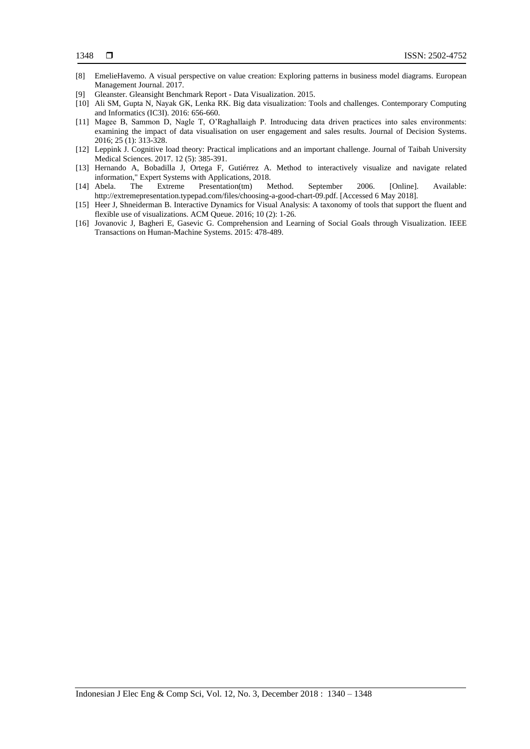[8] EmelieHavemo. A visual perspective on value creation: Exploring patterns in business model diagrams. European Management Journal. 2017.

[9] Gleanster. Gleansight Benchmark Report - Data Visualization. 2015.

[10] Ali SM, Gupta N, Nayak GK, Lenka RK. Big data visualization: Tools and challenges. Contemporary Computing and Informatics (IC3I). 2016: 656-660.

[11] Magee B, Sammon D, Nagle T, O'Raghallaigh P. Introducing data driven practices into sales environments: examining the impact of data visualisation on user engagement and sales results. Journal of Decision Systems. 2016; 25 (1): 313-328.

[12] Leppink J. Cognitive load theory: Practical implications and an important challenge. Journal of Taibah University Medical Sciences. 2017. 12 (5): 385-391.

[13] Hernando A, Bobadilla J, Ortega F, Gutiérrez A. Method to interactively visualize and navigate related information," Expert Systems with Applications, 2018.

[14] Abela. The Extreme Presentation(tm) Method. September 2006. [Online]. Available: http://extremepresentation.typepad.com/files/choosing-a-good-chart-09.pdf. [Accessed 6 May 2018].

[15] Heer J, Shneiderman B. Interactive Dynamics for Visual Analysis: A taxonomy of tools that support the fluent and flexible use of visualizations. ACM Queue. 2016; 10 (2): 1-26.

[16] Jovanovic J, Bagheri E, Gasevic G. Comprehension and Learning of Social Goals through Visualization. IEEE Transactions on Human-Machine Systems. 2015: 478-489.